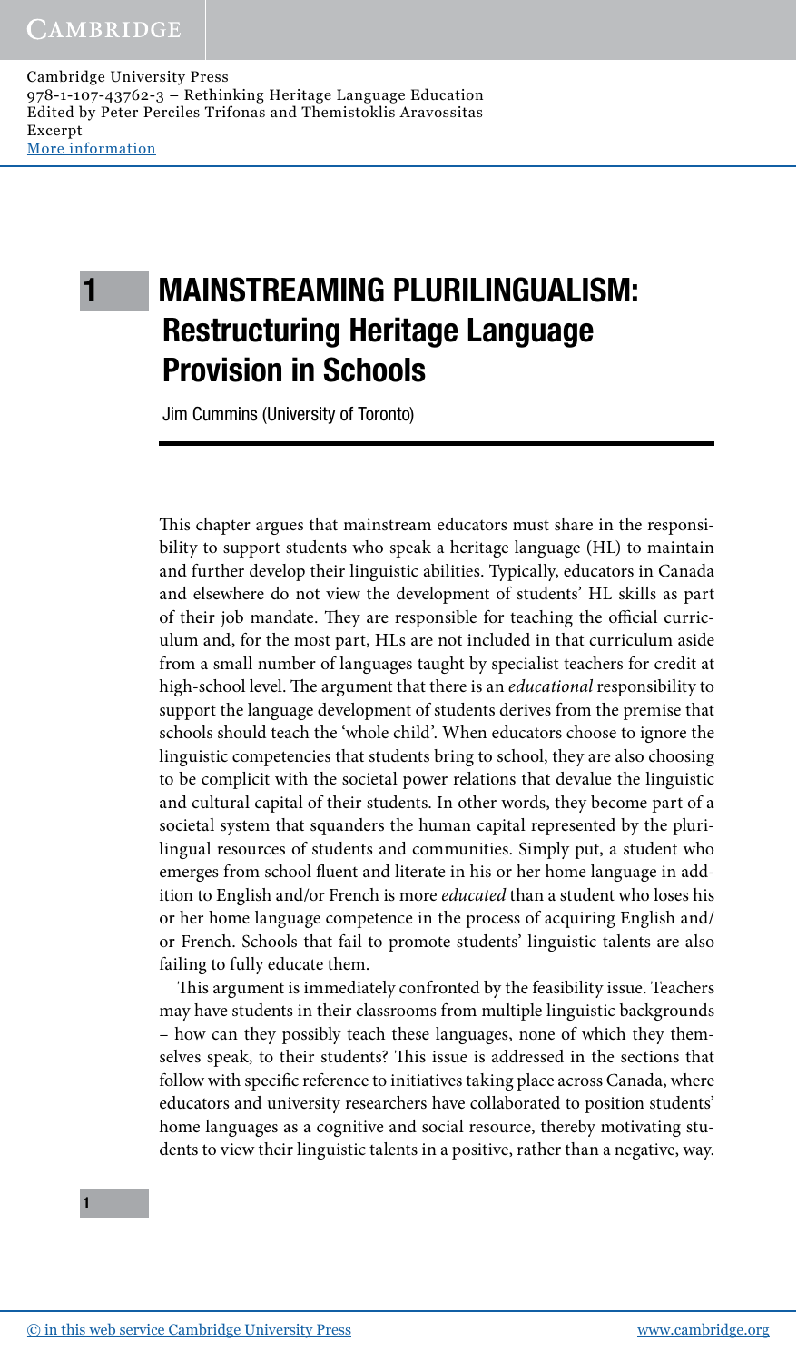# 1 MAINSTREAMING PLURILINGUALISM: Restructuring Heritage Language Provision in Schools

Jim Cummins (University of Toronto)

This chapter argues that mainstream educators must share in the responsibility to support students who speak a heritage language (HL) to maintain and further develop their linguistic abilities. Typically, educators in Canada and elsewhere do not view the development of students' HL skills as part of their job mandate. They are responsible for teaching the official curriculum and, for the most part, HLs are not included in that curriculum aside from a small number of languages taught by specialist teachers for credit at high-school level. The argument that there is an *educational* responsibility to support the language development of students derives from the premise that schools should teach the 'whole child'. When educators choose to ignore the linguistic competencies that students bring to school, they are also choosing to be complicit with the societal power relations that devalue the linguistic and cultural capital of their students. In other words, they become part of a societal system that squanders the human capital represented by the plurilingual resources of students and communities. Simply put, a student who emerges from school fluent and literate in his or her home language in addition to English and/or French is more *educated* than a student who loses his or her home language competence in the process of acquiring English and/or French. Schools that fail to promote students' linguistic talents are also failing to fully educate them.

This argument is immediately confronted by the feasibility issue. Teachers may have students in their classrooms from multiple linguistic backgrounds – how can they possibly teach these languages, none of which they themselves speak, to their students? This issue is addressed in the sections that follow with specific reference to initiatives taking place across Canada, where educators and university researchers have collaborated to position students' home languages as a cognitive and social resource, thereby motivating students to view their linguistic talents in a positive, rather than a negative, way.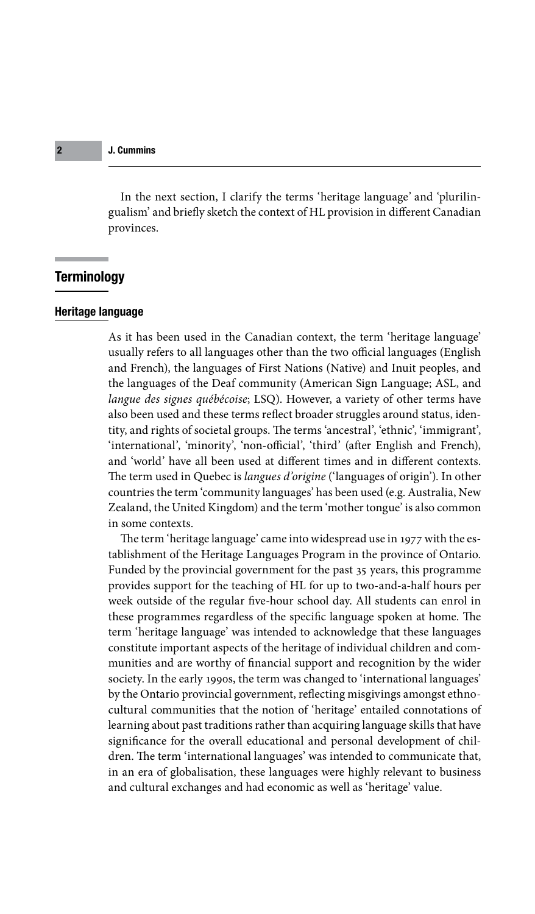In the next section, I clarify the terms 'heritage language' and 'plurilingualism' and briefly sketch the context of HL provision in different Canadian provinces.

## Terminology

### Heritage language

As it has been used in the Canadian context, the term 'heritage language' usually refers to all languages other than the two official languages (English and French), the languages of First Nations (Native) and Inuit peoples, and the languages of the Deaf community (American Sign Language; ASL, and *langue des signes québécoise*; LSQ). However, a variety of other terms have also been used and these terms reflect broader struggles around status, identity, and rights of societal groups. The terms 'ancestral', 'ethnic', 'immigrant', 'international', 'minority', 'non-official', 'third' (after English and French), and 'world' have all been used at different times and in different contexts. The term used in Quebec is *langues d'origine* ('languages of origin'). In other countries the term 'community languages' has been used (e.g. Australia, New Zealand, the United Kingdom) and the term 'mother tongue' is also common in some contexts.

The term 'heritage language' came into widespread use in 1977 with the establishment of the Heritage Languages Program in the province of Ontario. Funded by the provincial government for the past 35 years, this programme provides support for the teaching of HL for up to two-and-a-half hours per week outside of the regular five-hour school day. All students can enrol in these programmes regardless of the specific language spoken at home. The term 'heritage language' was intended to acknowledge that these languages constitute important aspects of the heritage of individual children and communities and are worthy of financial support and recognition by the wider society. In the early 1990s, the term was changed to 'international languages' by the Ontario provincial government, reflecting misgivings amongst ethnocultural communities that the notion of 'heritage' entailed connotations of learning about past traditions rather than acquiring language skills that have significance for the overall educational and personal development of children. The term 'international languages' was intended to communicate that, in an era of globalisation, these languages were highly relevant to business and cultural exchanges and had economic as well as 'heritage' value.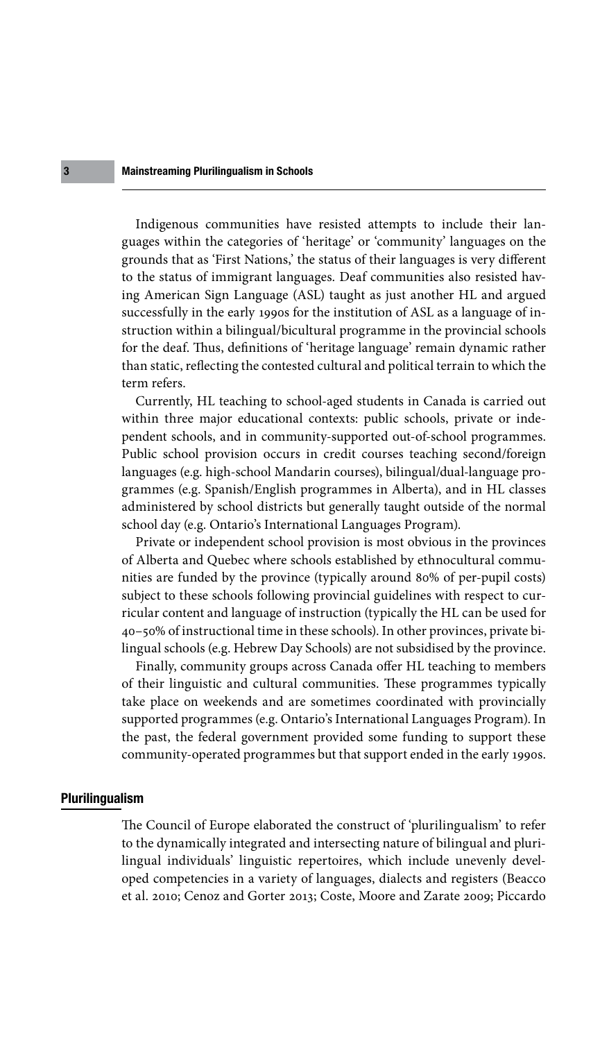Indigenous communities have resisted attempts to include their languages within the categories of 'heritage' or 'community' languages on the grounds that as 'First Nations,' the status of their languages is very different to the status of immigrant languages. Deaf communities also resisted having American Sign Language (ASL) taught as just another HL and argued successfully in the early 1990s for the institution of ASL as a language of instruction within a bilingual/bicultural programme in the provincial schools for the deaf. Thus, definitions of 'heritage language' remain dynamic rather than static, reflecting the contested cultural and political terrain to which the term refers.

Currently, HL teaching to school-aged students in Canada is carried out within three major educational contexts: public schools, private or independent schools, and in community-supported out-of-school programmes. Public school provision occurs in credit courses teaching second/foreign languages (e.g. high-school Mandarin courses), bilingual/dual-language programmes (e.g. Spanish/English programmes in Alberta), and in HL classes administered by school districts but generally taught outside of the normal school day (e.g. Ontario's International Languages Program).

Private or independent school provision is most obvious in the provinces of Alberta and Quebec where schools established by ethnocultural communities are funded by the province (typically around 80% of per-pupil costs) subject to these schools following provincial guidelines with respect to curricular content and language of instruction (typically the HL can be used for 40–50% of instructional time in these schools). In other provinces, private bilingual schools (e.g. Hebrew Day Schools) are not subsidised by the province.

Finally, community groups across Canada offer HL teaching to members of their linguistic and cultural communities. These programmes typically take place on weekends and are sometimes coordinated with provincially supported programmes (e.g. Ontario's International Languages Program). In the past, the federal government provided some funding to support these community-operated programmes but that support ended in the early 1990s.

## Plurilingualism

The Council of Europe elaborated the construct of 'plurilingualism' to refer to the dynamically integrated and intersecting nature of bilingual and plurilingual individuals' linguistic repertoires, which include unevenly developed competencies in a variety of languages, dialects and registers (Beacco et al. 2010; Cenoz and Gorter 2013; Coste, Moore and Zarate 2009; Piccardo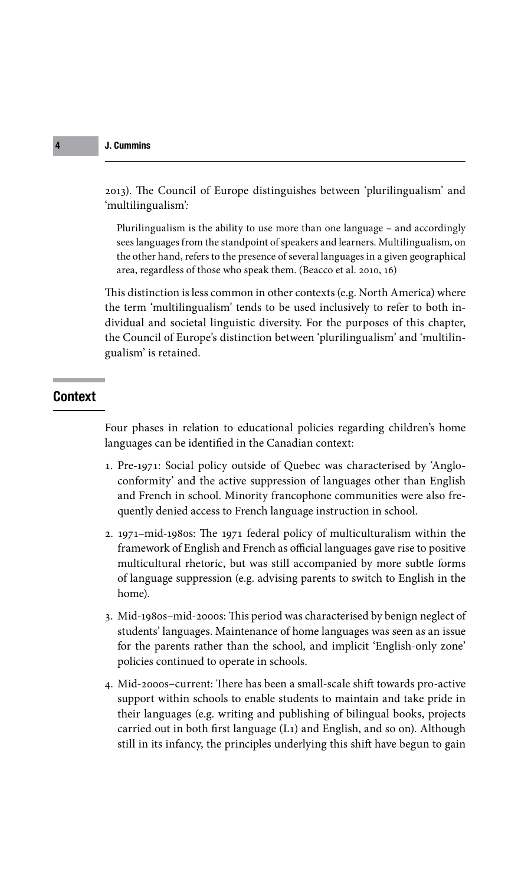2013). The Council of Europe distinguishes between 'plurilingualism' and 'multilingualism':

> Plurilingualism is the ability to use more than one language – and accordingly sees languages from the standpoint of speakers and learners. Multilingualism, on the other hand, refers to the presence of several languages in a given geographical area, regardless of those who speak them. (Beacco et al. 2010, 16)

This distinction is less common in other contexts (e.g. North America) where the term 'multilingualism' tends to be used inclusively to refer to both individual and societal linguistic diversity. For the purposes of this chapter, the Council of Europe's distinction between 'plurilingualism' and 'multilingualism' is retained.

## Context

Four phases in relation to educational policies regarding children's home languages can be identified in the Canadian context:

1. Pre-1971: Social policy outside of Quebec was characterised by 'Anglo-conformity' and the active suppression of languages other than English and French in school. Minority francophone communities were also frequently denied access to French language instruction in school.
2. 1971–mid-1980s: The 1971 federal policy of multiculturalism within the framework of English and French as official languages gave rise to positive multicultural rhetoric, but was still accompanied by more subtle forms of language suppression (e.g. advising parents to switch to English in the home).
3. Mid-1980s–mid-2000s: This period was characterised by benign neglect of students' languages. Maintenance of home languages was seen as an issue for the parents rather than the school, and implicit 'English-only zone' policies continued to operate in schools.
4. Mid-2000s–current: There has been a small-scale shift towards pro-active support within schools to enable students to maintain and take pride in their languages (e.g. writing and publishing of bilingual books, projects carried out in both first language (L1) and English, and so on). Although still in its infancy, the principles underlying this shift have begun to gain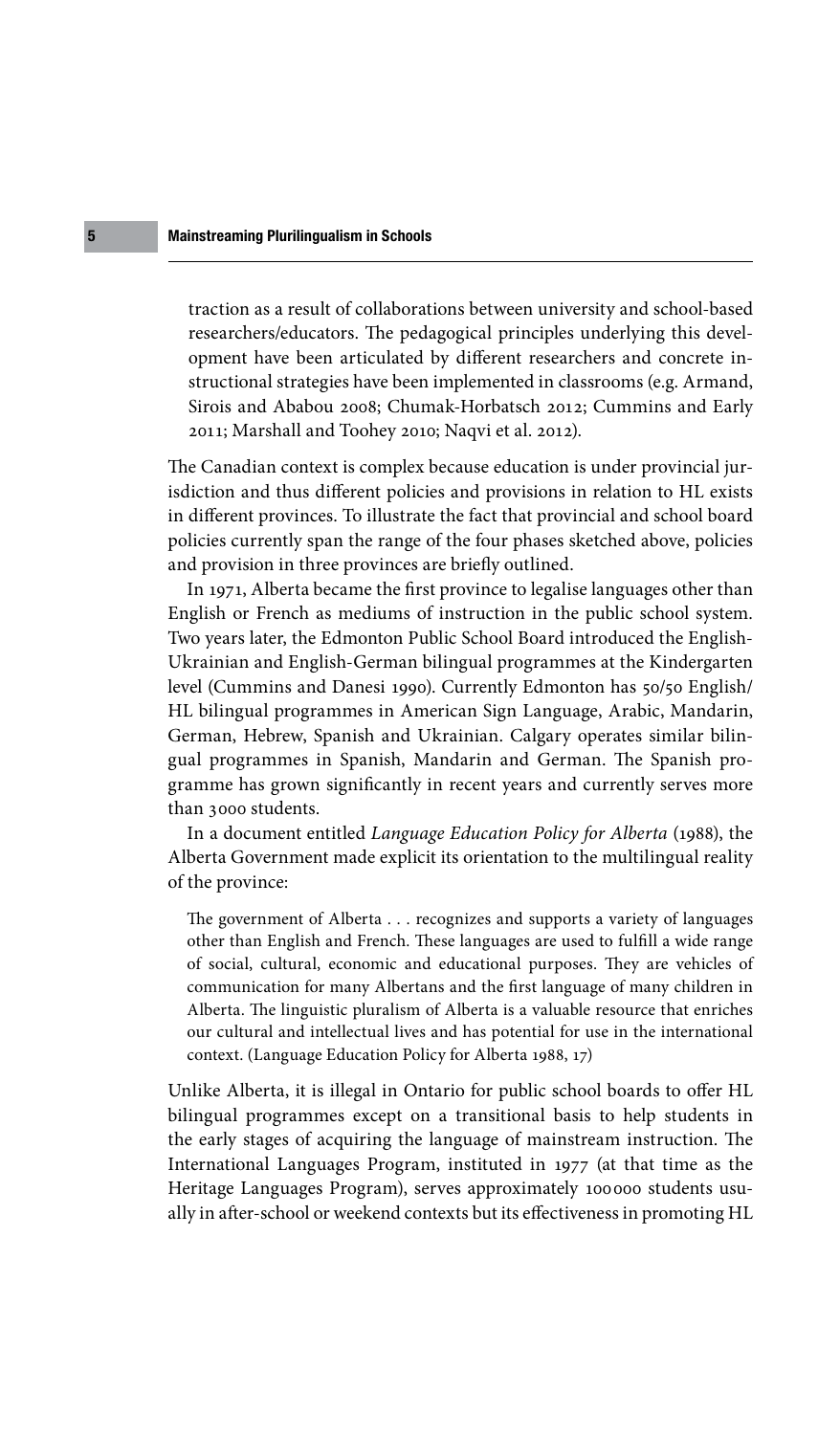traction as a result of collaborations between university and school-based researchers/educators. The pedagogical principles underlying this development have been articulated by different researchers and concrete instructional strategies have been implemented in classrooms (e.g. Armand, Sirois and Ababou 2008; Chumak-Horbatsch 2012; Cummins and Early 2011; Marshall and Toohey 2010; Naqvi et al. 2012).

The Canadian context is complex because education is under provincial jurisdiction and thus different policies and provisions in relation to HL exists in different provinces. To illustrate the fact that provincial and school board policies currently span the range of the four phases sketched above, policies and provision in three provinces are briefly outlined.

In 1971, Alberta became the first province to legalise languages other than English or French as mediums of instruction in the public school system. Two years later, the Edmonton Public School Board introduced the English-Ukrainian and English-German bilingual programmes at the Kindergarten level (Cummins and Danesi 1990). Currently Edmonton has 50/50 English/HL bilingual programmes in American Sign Language, Arabic, Mandarin, German, Hebrew, Spanish and Ukrainian. Calgary operates similar bilingual programmes in Spanish, Mandarin and German. The Spanish programme has grown significantly in recent years and currently serves more than 3000 students.

In a document entitled *Language Education Policy for Alberta* (1988), the Alberta Government made explicit its orientation to the multilingual reality of the province:

> The government of Alberta . . . recognizes and supports a variety of languages other than English and French. These languages are used to fulfill a wide range of social, cultural, economic and educational purposes. They are vehicles of communication for many Albertans and the first language of many children in Alberta. The linguistic pluralism of Alberta is a valuable resource that enriches our cultural and intellectual lives and has potential for use in the international context. (Language Education Policy for Alberta 1988, 17)

Unlike Alberta, it is illegal in Ontario for public school boards to offer HL bilingual programmes except on a transitional basis to help students in the early stages of acquiring the language of mainstream instruction. The International Languages Program, instituted in 1977 (at that time as the Heritage Languages Program), serves approximately 100000 students usually in after-school or weekend contexts but its effectiveness in promoting HL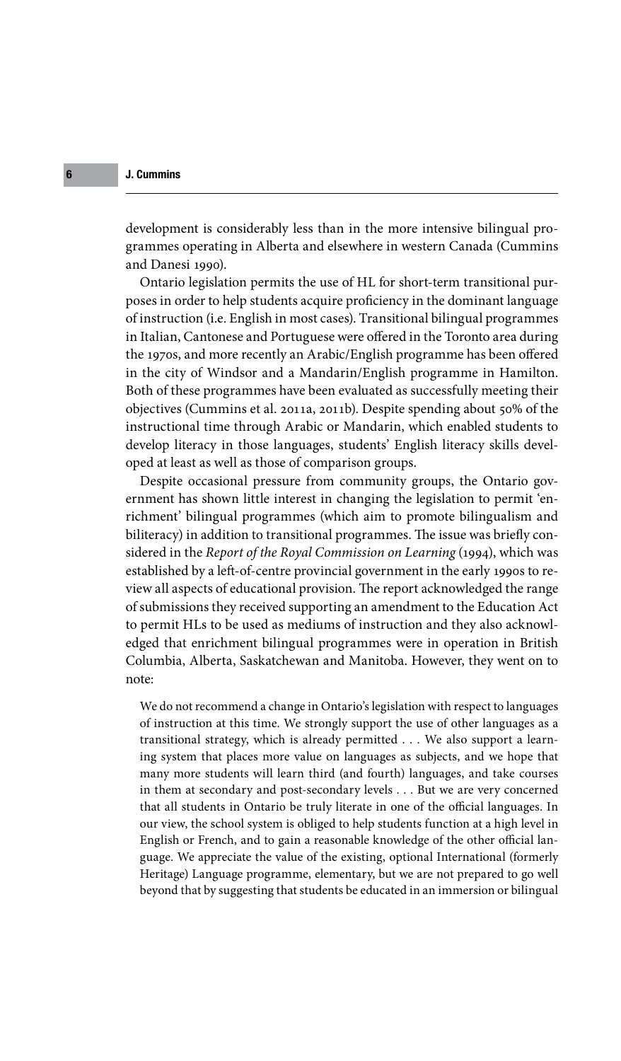development is considerably less than in the more intensive bilingual programmes operating in Alberta and elsewhere in western Canada (Cummins and Danesi 1990).

Ontario legislation permits the use of HL for short-term transitional purposes in order to help students acquire proficiency in the dominant language of instruction (i.e. English in most cases). Transitional bilingual programmes in Italian, Cantonese and Portuguese were offered in the Toronto area during the 1970s, and more recently an Arabic/English programme has been offered in the city of Windsor and a Mandarin/English programme in Hamilton. Both of these programmes have been evaluated as successfully meeting their objectives (Cummins et al. 2011a, 2011b). Despite spending about 50% of the instructional time through Arabic or Mandarin, which enabled students to develop literacy in those languages, students' English literacy skills developed at least as well as those of comparison groups.

Despite occasional pressure from community groups, the Ontario government has shown little interest in changing the legislation to permit 'enrichment' bilingual programmes (which aim to promote bilingualism and biliteracy) in addition to transitional programmes. The issue was briefly considered in the *Report of the Royal Commission on Learning* (1994), which was established by a left-of-centre provincial government in the early 1990s to review all aspects of educational provision. The report acknowledged the range of submissions they received supporting an amendment to the Education Act to permit HLs to be used as mediums of instruction and they also acknowledged that enrichment bilingual programmes were in operation in British Columbia, Alberta, Saskatchewan and Manitoba. However, they went on to note:

> We do not recommend a change in Ontario's legislation with respect to languages of instruction at this time. We strongly support the use of other languages as a transitional strategy, which is already permitted . . . We also support a learning system that places more value on languages as subjects, and we hope that many more students will learn third (and fourth) languages, and take courses in them at secondary and post-secondary levels . . . But we are very concerned that all students in Ontario be truly literate in one of the official languages. In our view, the school system is obliged to help students function at a high level in English or French, and to gain a reasonable knowledge of the other official language. We appreciate the value of the existing, optional International (formerly Heritage) Language programme, elementary, but we are not prepared to go well beyond that by suggesting that students be educated in an immersion or bilingual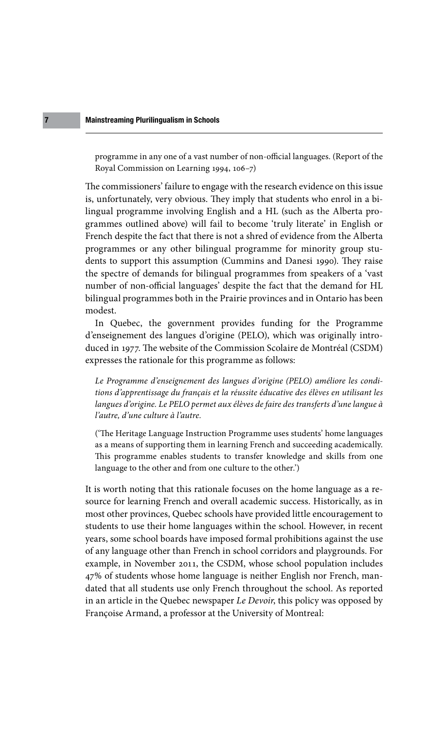programme in any one of a vast number of non-official languages. (Report of the Royal Commission on Learning 1994, 106–7)

The commissioners' failure to engage with the research evidence on this issue is, unfortunately, very obvious. They imply that students who enrol in a bilingual programme involving English and a HL (such as the Alberta programmes outlined above) will fail to become 'truly literate' in English or French despite the fact that there is not a shred of evidence from the Alberta programmes or any other bilingual programme for minority group students to support this assumption (Cummins and Danesi 1990). They raise the spectre of demands for bilingual programmes from speakers of a 'vast number of non-official languages' despite the fact that the demand for HL bilingual programmes both in the Prairie provinces and in Ontario has been modest.

In Quebec, the government provides funding for the Programme d'enseignement des langues d'origine (PELO), which was originally introduced in 1977. The website of the Commission Scolaire de Montréal (CSDM) expresses the rationale for this programme as follows:

> *Le Programme d'enseignement des langues d'origine (PELO) améliore les conditions d'apprentissage du français et la réussite éducative des élèves en utilisant les langues d'origine. Le PELO permet aux élèves de faire des transferts d'une langue à l'autre, d'une culture à l'autre.*
>
> ('The Heritage Language Instruction Programme uses students' home languages as a means of supporting them in learning French and succeeding academically. This programme enables students to transfer knowledge and skills from one language to the other and from one culture to the other.')

It is worth noting that this rationale focuses on the home language as a resource for learning French and overall academic success. Historically, as in most other provinces, Quebec schools have provided little encouragement to students to use their home languages within the school. However, in recent years, some school boards have imposed formal prohibitions against the use of any language other than French in school corridors and playgrounds. For example, in November 2011, the CSDM, whose school population includes 47% of students whose home language is neither English nor French, mandated that all students use only French throughout the school. As reported in an article in the Quebec newspaper *Le Devoir*, this policy was opposed by Françoise Armand, a professor at the University of Montreal: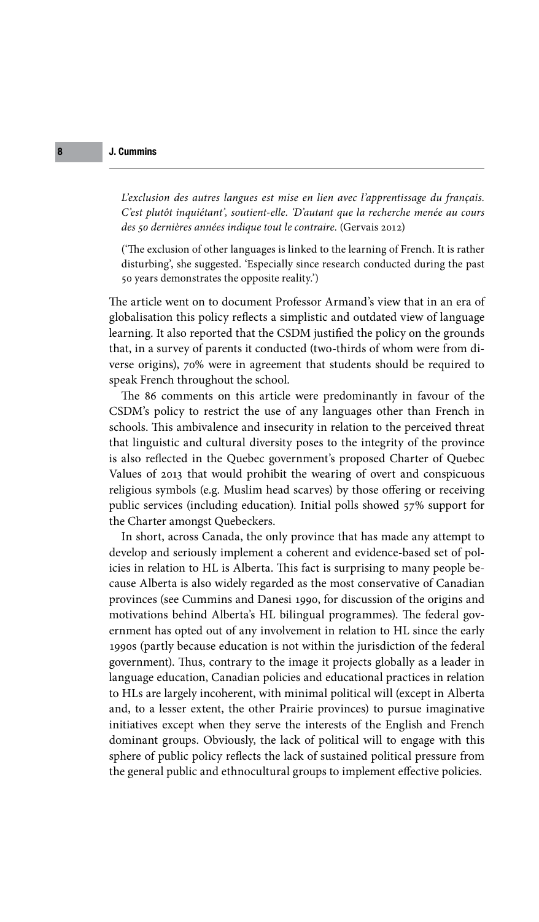*L'exclusion des autres langues est mise en lien avec l'apprentissage du français. C'est plutôt inquiétant', soutient-elle. 'D'autant que la recherche menée au cours des 50 dernières années indique tout le contraire.* (Gervais 2012)

('The exclusion of other languages is linked to the learning of French. It is rather disturbing', she suggested. 'Especially since research conducted during the past 50 years demonstrates the opposite reality.')

The article went on to document Professor Armand's view that in an era of globalisation this policy reflects a simplistic and outdated view of language learning. It also reported that the CSDM justified the policy on the grounds that, in a survey of parents it conducted (two-thirds of whom were from diverse origins), 70% were in agreement that students should be required to speak French throughout the school.

The 86 comments on this article were predominantly in favour of the CSDM's policy to restrict the use of any languages other than French in schools. This ambivalence and insecurity in relation to the perceived threat that linguistic and cultural diversity poses to the integrity of the province is also reflected in the Quebec government's proposed Charter of Quebec Values of 2013 that would prohibit the wearing of overt and conspicuous religious symbols (e.g. Muslim head scarves) by those offering or receiving public services (including education). Initial polls showed 57% support for the Charter amongst Quebeckers.

In short, across Canada, the only province that has made any attempt to develop and seriously implement a coherent and evidence-based set of policies in relation to HL is Alberta. This fact is surprising to many people because Alberta is also widely regarded as the most conservative of Canadian provinces (see Cummins and Danesi 1990, for discussion of the origins and motivations behind Alberta's HL bilingual programmes). The federal government has opted out of any involvement in relation to HL since the early 1990s (partly because education is not within the jurisdiction of the federal government). Thus, contrary to the image it projects globally as a leader in language education, Canadian policies and educational practices in relation to HLs are largely incoherent, with minimal political will (except in Alberta and, to a lesser extent, the other Prairie provinces) to pursue imaginative initiatives except when they serve the interests of the English and French dominant groups. Obviously, the lack of political will to engage with this sphere of public policy reflects the lack of sustained political pressure from the general public and ethnocultural groups to implement effective policies.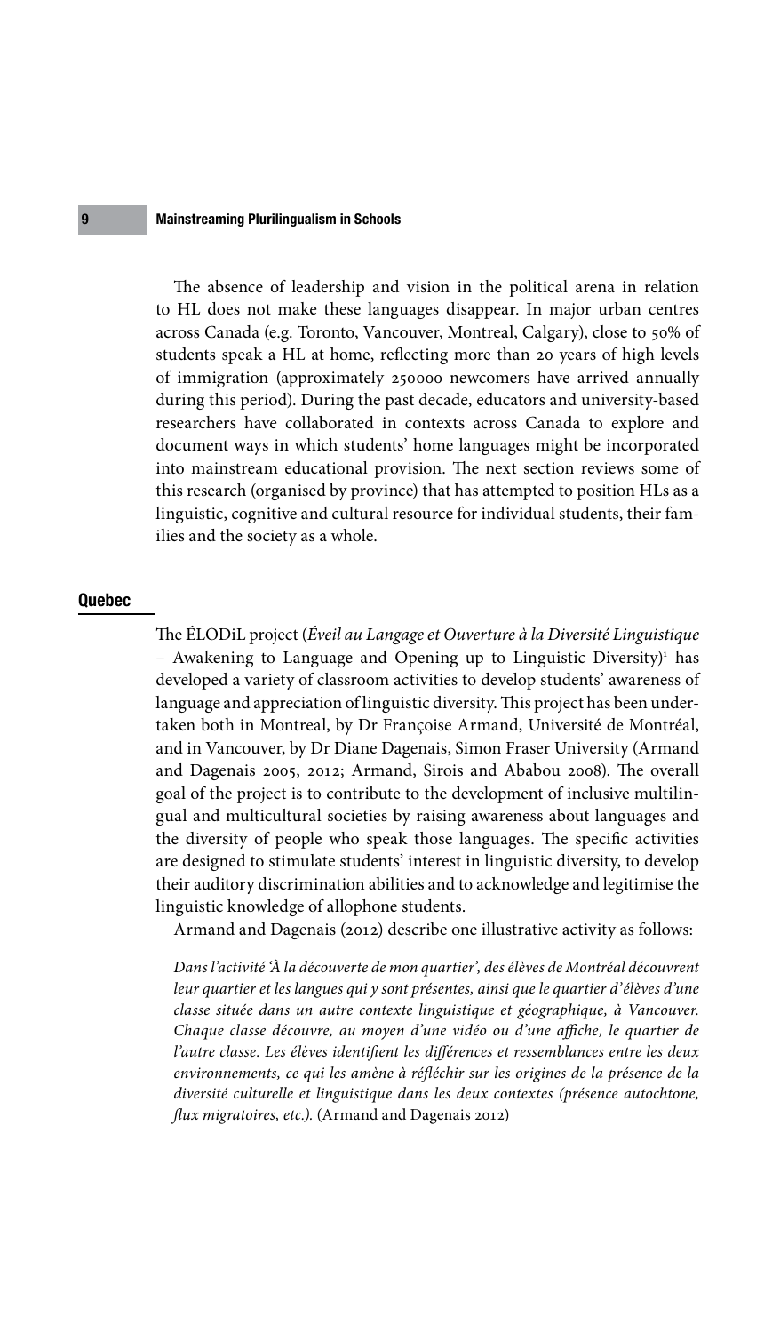The absence of leadership and vision in the political arena in relation to HL does not make these languages disappear. In major urban centres across Canada (e.g. Toronto, Vancouver, Montreal, Calgary), close to 50% of students speak a HL at home, reflecting more than 20 years of high levels of immigration (approximately 250000 newcomers have arrived annually during this period). During the past decade, educators and university-based researchers have collaborated in contexts across Canada to explore and document ways in which students' home languages might be incorporated into mainstream educational provision. The next section reviews some of this research (organised by province) that has attempted to position HLs as a linguistic, cognitive and cultural resource for individual students, their families and the society as a whole.

## Quebec

The ÉLODiL project (*Éveil au Langage et Ouverture à la Diversité Linguistique* – Awakening to Language and Opening up to Linguistic Diversity)[1] has developed a variety of classroom activities to develop students' awareness of language and appreciation of linguistic diversity. This project has been undertaken both in Montreal, by Dr Françoise Armand, Université de Montréal, and in Vancouver, by Dr Diane Dagenais, Simon Fraser University (Armand and Dagenais 2005, 2012; Armand, Sirois and Ababou 2008). The overall goal of the project is to contribute to the development of inclusive multilingual and multicultural societies by raising awareness about languages and the diversity of people who speak those languages. The specific activities are designed to stimulate students' interest in linguistic diversity, to develop their auditory discrimination abilities and to acknowledge and legitimise the linguistic knowledge of allophone students.

Armand and Dagenais (2012) describe one illustrative activity as follows:

> *Dans l'activité 'À la découverte de mon quartier', des élèves de Montréal découvrent leur quartier et les langues qui y sont présentes, ainsi que le quartier d'élèves d'une classe située dans un autre contexte linguistique et géographique, à Vancouver. Chaque classe découvre, au moyen d'une vidéo ou d'une affiche, le quartier de l'autre classe. Les élèves identifient les différences et ressemblances entre les deux environnements, ce qui les amène à réfléchir sur les origines de la présence de la diversité culturelle et linguistique dans les deux contextes (présence autochtone, flux migratoires, etc.).* (Armand and Dagenais 2012)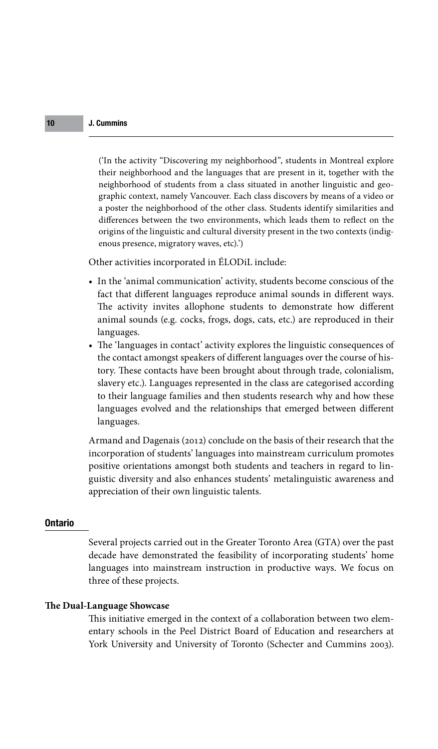('In the activity "Discovering my neighborhood", students in Montreal explore their neighborhood and the languages that are present in it, together with the neighborhood of students from a class situated in another linguistic and geographic context, namely Vancouver. Each class discovers by means of a video or a poster the neighborhood of the other class. Students identify similarities and differences between the two environments, which leads them to reflect on the origins of the linguistic and cultural diversity present in the two contexts (indigenous presence, migratory waves, etc).')

Other activities incorporated in ÉLODiL include:

- In the 'animal communication' activity, students become conscious of the fact that different languages reproduce animal sounds in different ways. The activity invites allophone students to demonstrate how different animal sounds (e.g. cocks, frogs, dogs, cats, etc.) are reproduced in their languages.
- The 'languages in contact' activity explores the linguistic consequences of the contact amongst speakers of different languages over the course of history. These contacts have been brought about through trade, colonialism, slavery etc.). Languages represented in the class are categorised according to their language families and then students research why and how these languages evolved and the relationships that emerged between different languages.

Armand and Dagenais (2012) conclude on the basis of their research that the incorporation of students' languages into mainstream curriculum promotes positive orientations amongst both students and teachers in regard to linguistic diversity and also enhances students' metalinguistic awareness and appreciation of their own linguistic talents.

## Ontario

Several projects carried out in the Greater Toronto Area (GTA) over the past decade have demonstrated the feasibility of incorporating students' home languages into mainstream instruction in productive ways. We focus on three of these projects.

### The Dual-Language Showcase

This initiative emerged in the context of a collaboration between two elementary schools in the Peel District Board of Education and researchers at York University and University of Toronto (Schecter and Cummins 2003).